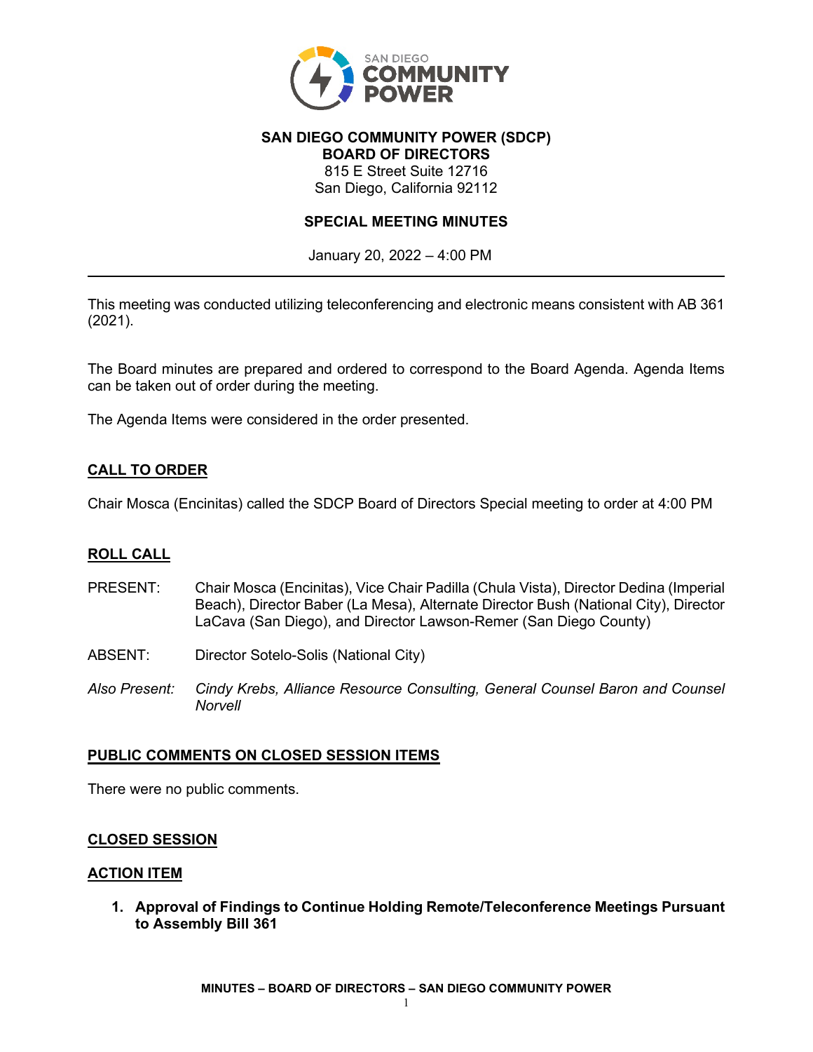**SAN DIEGO COMMUNITY POWER (SDCP)**
**BOARD OF DIRECTORS**
815 E Street Suite 12716
San Diego, California 92112

**SPECIAL MEETING MINUTES**

January 20, 2022 – 4:00 PM

---

This meeting was conducted utilizing teleconferencing and electronic means consistent with AB 361 (2021).

The Board minutes are prepared and ordered to correspond to the Board Agenda. Agenda Items can be taken out of order during the meeting.

The Agenda Items were considered in the order presented.

## CALL TO ORDER

Chair Mosca (Encinitas) called the SDCP Board of Directors Special meeting to order at 4:00 PM

## ROLL CALL

PRESENT: Chair Mosca (Encinitas), Vice Chair Padilla (Chula Vista), Director Dedina (Imperial Beach), Director Baber (La Mesa), Alternate Director Bush (National City), Director LaCava (San Diego), and Director Lawson-Remer (San Diego County)

ABSENT: Director Sotelo-Solis (National City)

*Also Present: Cindy Krebs, Alliance Resource Consulting, General Counsel Baron and Counsel Norvell*

## PUBLIC COMMENTS ON CLOSED SESSION ITEMS

There were no public comments.

## CLOSED SESSION

## ACTION ITEM

1. **Approval of Findings to Continue Holding Remote/Teleconference Meetings Pursuant to Assembly Bill 361**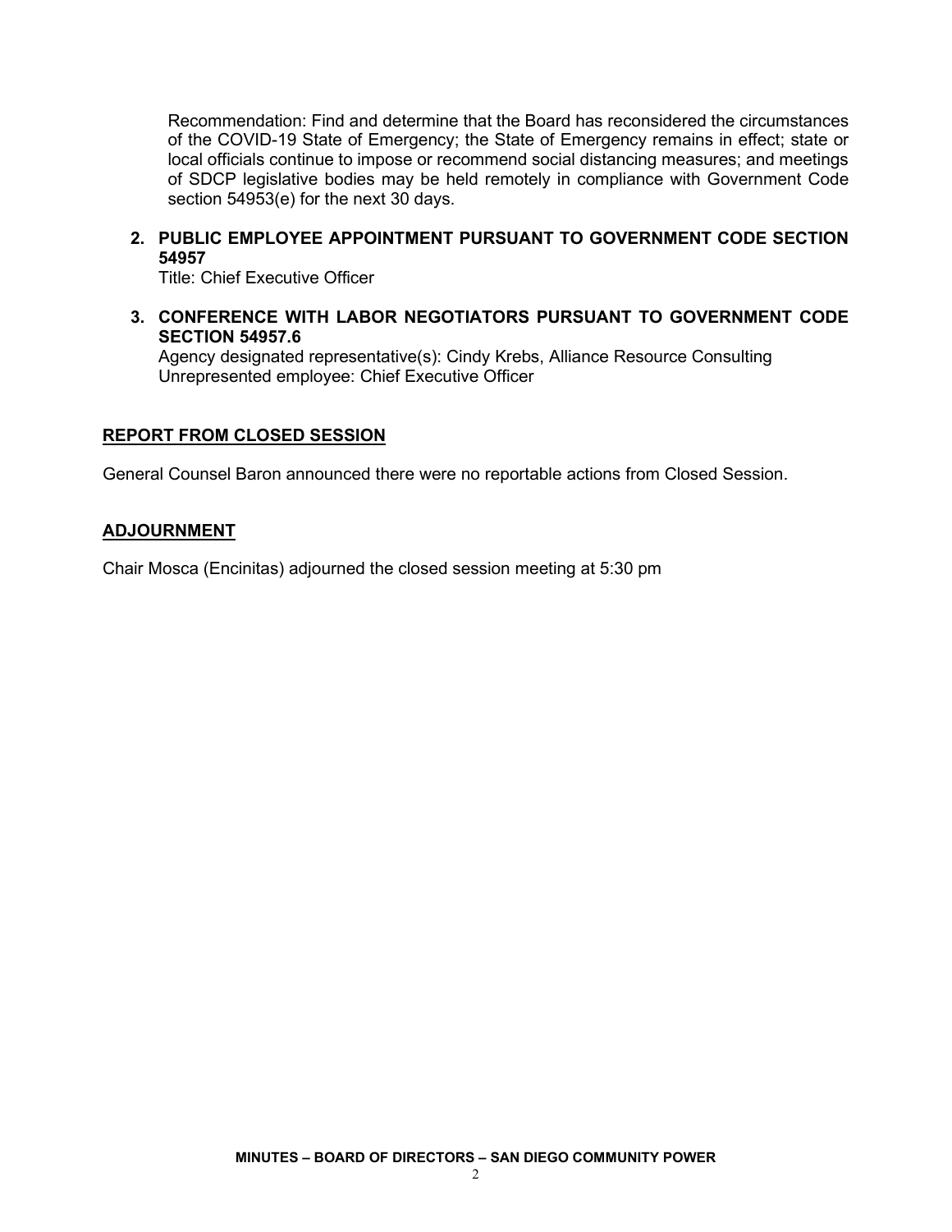Recommendation: Find and determine that the Board has reconsidered the circumstances of the COVID-19 State of Emergency; the State of Emergency remains in effect; state or local officials continue to impose or recommend social distancing measures; and meetings of SDCP legislative bodies may be held remotely in compliance with Government Code section 54953(e) for the next 30 days.

2. **PUBLIC EMPLOYEE APPOINTMENT PURSUANT TO GOVERNMENT CODE SECTION 54957**
   Title: Chief Executive Officer

3. **CONFERENCE WITH LABOR NEGOTIATORS PURSUANT TO GOVERNMENT CODE SECTION 54957.6**
   Agency designated representative(s): Cindy Krebs, Alliance Resource Consulting
   Unrepresented employee: Chief Executive Officer

## REPORT FROM CLOSED SESSION

General Counsel Baron announced there were no reportable actions from Closed Session.

## ADJOURNMENT

Chair Mosca (Encinitas) adjourned the closed session meeting at 5:30 pm